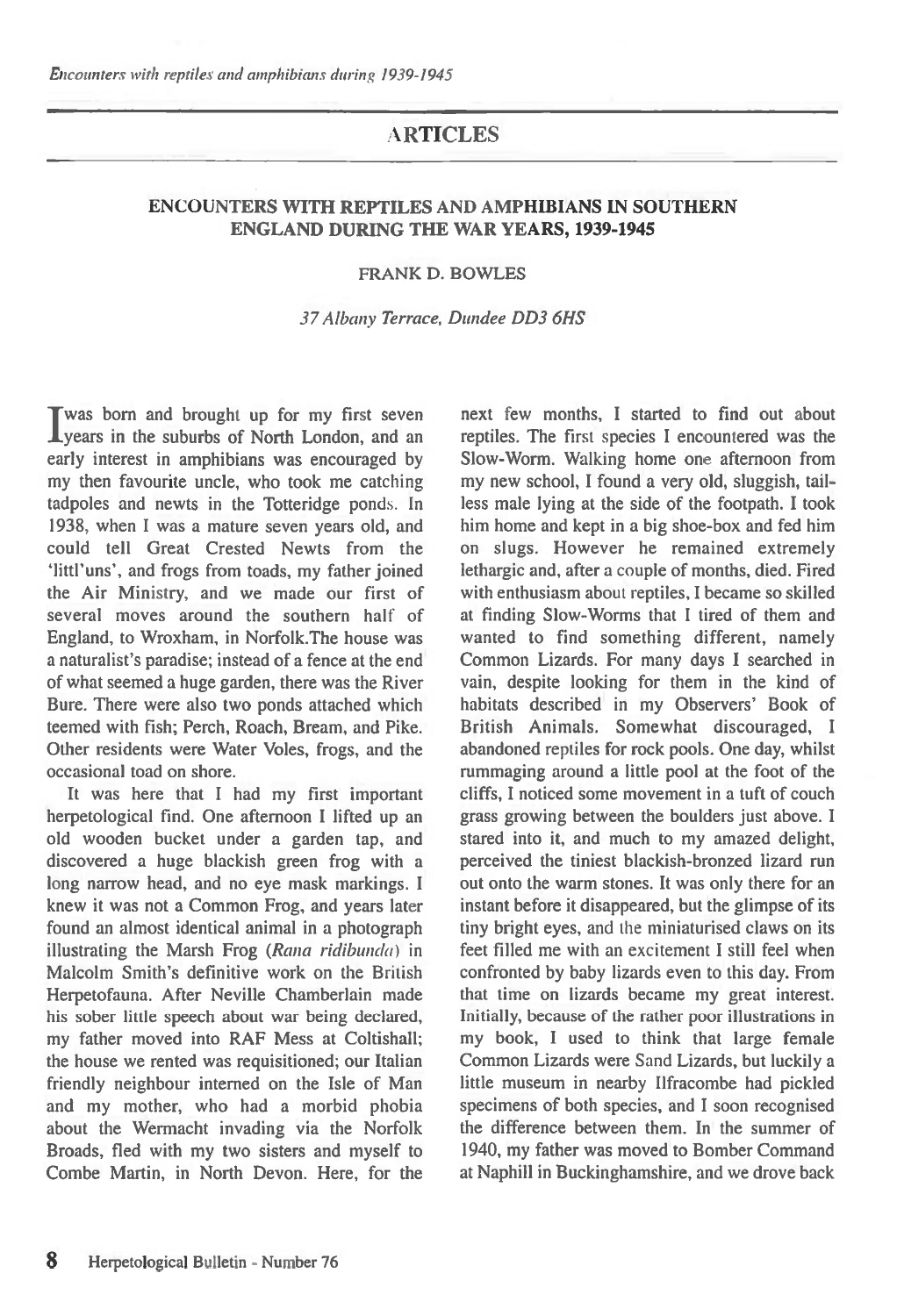# ARTICLES

## ENCOUNTERS WITH REPTILES AND AMPHIBIANS IN SOUTHERN ENGLAND DURING THE WAR YEARS, 1939-1945

FRANK D. BOWLES

*37 Albany Terrace, Dundee DD3 6HS*

I was born and brought up for my first seven years in the suburbs of North London, and an early interest in amphibians was encouraged by my then favourite uncle, who took me catching tadpoles and newts in the Totteridge ponds. In 1938, when I was a mature seven years old, and could tell Great Crested Newts from the 'littl'uns', and frogs from toads, my father joined the Air Ministry, and we made our first of several moves around the southern half of England, to Wroxham, in Norfolk.The house was a naturalist's paradise; instead of a fence at the end of what seemed a huge garden, there was the River Bure. There were also two ponds attached which teemed with fish; Perch, Roach, Bream, and Pike. Other residents were Water Voles, frogs, and the occasional toad on shore.

It was here that I had my first important herpetological find. One afternoon I lifted up an old wooden bucket under a garden tap, and discovered a huge blackish green frog with a long narrow head, and no eye mask markings. I knew it was not a Common Frog, and years later found an almost identical animal in a photograph illustrating the Marsh Frog (*Rana ridibunda*) in Malcolm Smith's definitive work on the British Herpetofauna. After Neville Chamberlain made his sober little speech about war being declared, my father moved into RAF Mess at Coltishall; the house we rented was requisitioned; our Italian friendly neighbour interned on the Isle of Man and my mother, who had a morbid phobia about the Wermacht invading via the Norfolk Broads, fled with my two sisters and myself to Combe Martin, in North Devon. Here, for the next few months, I started to find out about reptiles. The first species I encountered was the Slow-Worm. Walking home one afternoon from my new school, I found a very old, sluggish, tailless male lying at the side of the footpath. I took him home and kept in a big shoe-box and fed him on slugs. However he remained extremely lethargic and, after a couple of months, died. Fired with enthusiasm about reptiles, I became so skilled at finding Slow-Worms that I tired of them and wanted to find something different, namely Common Lizards. For many days I searched in vain, despite looking for them in the kind of habitats described in my Observers' Book of British Animals. Somewhat discouraged, I abandoned reptiles for rock pools. One day, whilst rummaging around a little pool at the foot of the cliffs, I noticed some movement in a tuft of couch grass growing between the boulders just above. I stared into it, and much to my amazed delight, perceived the tiniest blackish-bronzed lizard run out onto the warm stones. It was only there for an instant before it disappeared, but the glimpse of its tiny bright eyes, and the miniaturised claws on its feet filled me with an excitement I still feel when confronted by baby lizards even to this day. From that time on lizards became my great interest. Initially, because of the rather poor illustrations in my book, I used to think that large female Common Lizards were Sand Lizards, but luckily a little museum in nearby Ilfracombe had pickled specimens of both species, and I soon recognised the difference between them. In the summer of 1940, my father was moved to Bomber Command at Naphill in Buckinghamshire, and we drove back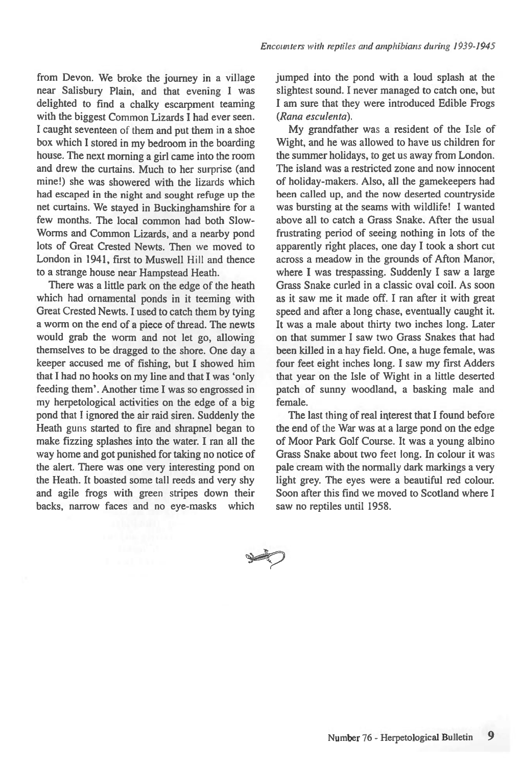from Devon. We broke the journey in a village near Salisbury Plain, and that evening I was delighted to find a chalky escarpment teaming with the biggest Common Lizards I had ever seen. I caught seventeen of them and put them in a shoe box which I stored in my bedroom in the boarding house. The next morning a girl came into the room and drew the curtains. Much to her surprise (and mine!) she was showered with the lizards which had escaped in the night and sought refuge up the net curtains. We stayed in Buckinghamshire for a few months. The local common had both Slow-Worms and Common Lizards, and a nearby pond lots of Great Crested Newts. Then we moved to London in 1941, first to Muswell Hill and thence to a strange house near Hampstead Heath.

There was a little park on the edge of the heath which had ornamental ponds in it teeming with Great Crested Newts. I used to catch them by tying a worm on the end of a piece of thread. The newts would grab the worm and not let go, allowing themselves to be dragged to the shore. One day a keeper accused me of fishing, but I showed him that I had no hooks on my line and that I was 'only feeding them'. Another time I was so engrossed in my herpetological activities on the edge of a big pond that I ignored the air raid siren. Suddenly the Heath guns started to fire and shrapnel began to make fizzing splashes into the water. I ran all the way home and got punished for taking no notice of the alert. There was one very interesting pond on the Heath. It boasted some tall reeds and very shy and agile frogs with green stripes down their backs, narrow faces and no eye-masks which jumped into the pond with a loud splash at the slightest sound. I never managed to catch one, but I am sure that they were introduced Edible Frogs (*Rana esculenta*).

My grandfather was a resident of the Isle of Wight, and he was allowed to have us children for the summer holidays, to get us away from London. The island was a restricted zone and now innocent of holiday-makers. Also, all the gamekeepers had been called up, and the now deserted countryside was bursting at the seams with wildlife! I wanted above all to catch a Grass Snake. After the usual frustrating period of seeing nothing in lots of the apparently right places, one day I took a short cut across a meadow in the grounds of Afton Manor, where I was trespassing. Suddenly I saw a large Grass Snake curled in a classic oval coil. As soon as it saw me it made off. I ran after it with great speed and after a long chase, eventually caught it. It was a male about thirty two inches long. Later on that summer I saw two Grass Snakes that had been killed in a hay field. One, a huge female, was four feet eight inches long. I saw my first Adders that year on the Isle of Wight in a little deserted patch of sunny woodland, a basking male and female.

The last thing of real interest that I found before the end of the War was at a large pond on the edge of Moor Park Golf Course. It was a young albino Grass Snake about two feet long. In colour it was pale cream with the normally dark markings a very light grey. The eyes were a beautiful red colour. Soon after this find we moved to Scotland where I saw no reptiles until 1958.